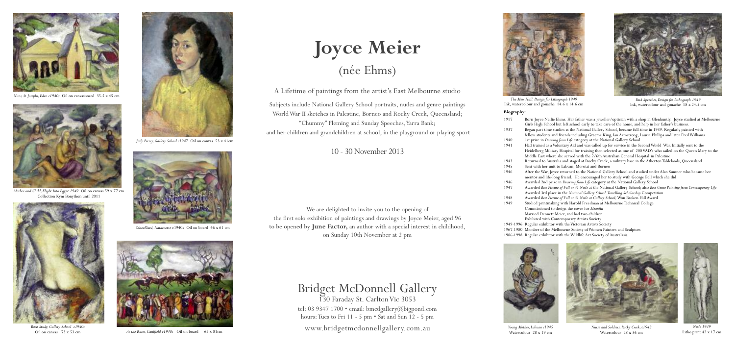# Joyce Meier

## (née Ehms)

A Lifetime of paintings from the artist's East Melbourne studio

Subjects include National Gallery School portraits, nudes and genre paintings
World War II sketches in Palestine, Borneo and Rocky Creek, Queensland;
"Chummy" Fleming and Sunday Speeches, Yarra Bank;
and her children and grandchildren at school, in the playground or playing sport

10 - 30 November 2013

We are delighted to invite you to the opening of
the first solo exhibition of paintings and drawings by Joyce Meier, aged 96
to be opened by **June Factor,** an author with a special interest in childhood,
on Sunday 10th November at 2 pm

## Bridget McDonnell Gallery

130 Faraday St. Carlton Vic 3053
tel: 03 9347 1700 • email: bmcdgallery@bigpond.com
hours: Tues to Fri 11 - 5 pm • Sat and Sun 12 - 5 pm

www.bridgetmcdonnellgallery.com.au

*Nuns, St Josephs, Eden c1940s* Oil on canvasboard 35.5 x 45 cm

*Mother and Child, Flight Into Egypt 1949* Oil on canvas 59 x 77 cm
Collection Kym Bonython until 2011

*Back Study, Gallery School c1940s*
Oil on canvas 73 x 53 cm

*Judy Perrey, Gallery School c1947* Oil on canvas 53 x 41cm

*School Yard, Naracoorte c1940s* Oil on board 46 x 61 cm

*At the Races, Caulfield c1940s* Oil on board 62 x 81cm

*The Mess Hall, Design for Lithograph 1949*
Ink, watercolour and gouache 14.6 x 14.6 cm

*Park Speeches, Design for Lithograph 1949*
Ink, watercolour and gouache 18 x 24.5 cm

**Biography:**

1917 Born Joyce Nellie Ehms. Her father was a jeweller/optician with a shop in Glenhuntly. Joyce studied at Melbourne Girls High School but left school early to take care of the home, and help in her father's business.

1937 Began part time studies at the National Gallery School, became full-time in 1939. Regularly painted with fellow students and friends including Graeme King, Ian Armstrong, Laurie Phillips and later Fred Williams

1940 1st prize in *Drawing from Life* category at the National Gallery School

1941 Had trained as a Voluntary Aid and was called up for service in the Second World War. Initially sent to the Heidelberg Military Hospital for training then selected as one of 200 VAD's who sailed on the Queen Mary to the Middle East where she served with the 2/6th Australian General Hospital in Palestine

1943 Returned to Australia and staged at Rocky Creek, a military base in the Atherton Tablelands, Queensland

1945 Sent with her unit to Labuan, Morotai and Borneo

1946 After the War, Joyce returned to the National Gallery School and studied under Alan Sumner who became her mentor and life-long friend. He encouraged her to study with George Bell which she did.

1946 Awarded 2nd prize in *Drawing from Life* category at the National Gallery School

1947 Awarded *Best Picture of Full or ¾ Nude* at the National Gallery School; also *Best Genre Painting from Contemporary Life*
Awarded 3rd place in the *National Gallery School Travelling Scholarship* Competition

1948 Awarded *Best Picture of Full or ¾ Nude at Gallery School;* Won Broken Hill Award

1949 Studied printmaking with Harold Freedman at Melbourne Technical College
Commissioned to design the cover for *Meanjin*
Married Dennett Meier, and had two children
Exhibited with Contemporary Artists Society

1949-1996 Regular exhibitor with the Victorian Artists Society

1967-1980 Member of the Melbourne Society of Women Painters and Sculptors

1986-1998 Regular exhibitor with the Wildlife Art Society of Australasia

*Young Mother, Labuan c1945*
Watercolour 28 x 19 cm

*Nurse and Soldiers, Rocky Creek, c1943*
Watercolour 28 x 36 cm

*Nude 1949*
Litho print 42 x 17 cm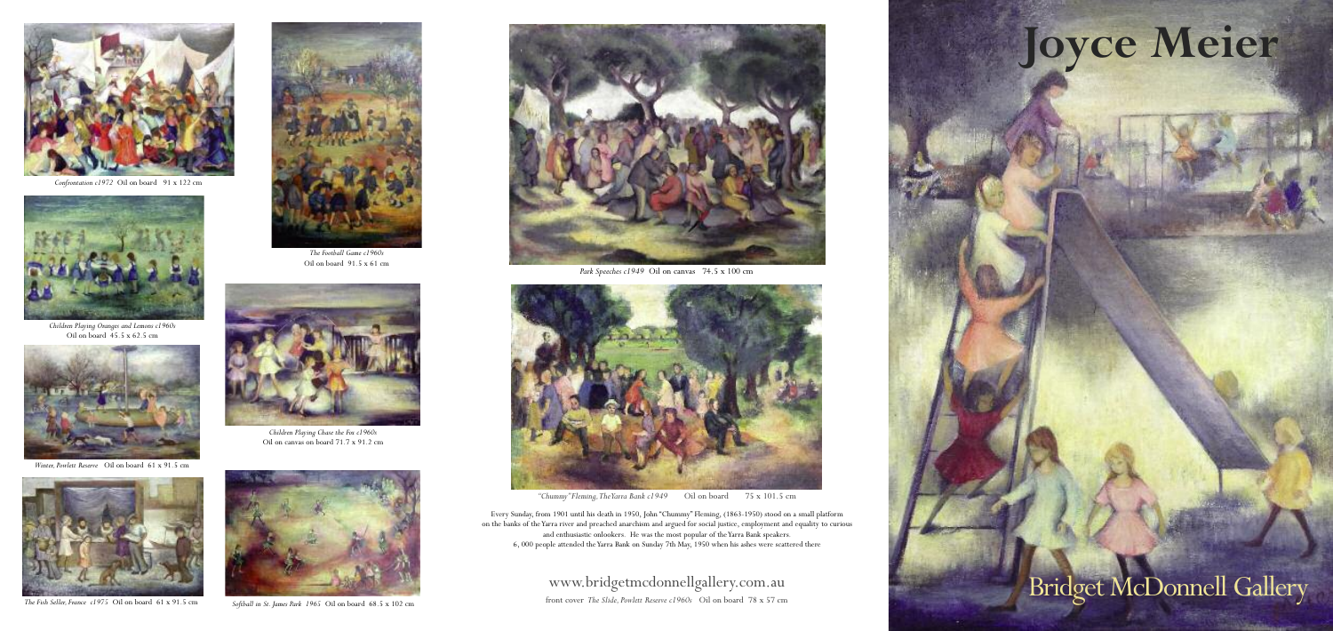*Confrontation c1972* Oil on board 91 x 122 cm

*Children Playing Oranges and Lemons c1960s*
Oil on board 45.5 x 62.5 cm

*Winter, Powlett Reserve* Oil on board 61 x 91.5 cm

*The Fish Seller, France c1975* Oil on board 61 x 91.5 cm

*The Football Game c1960s*
Oil on board 91.5 x 61 cm

*Children Playing Chase the Fox c1960s*
Oil on canvas on board 71.7 x 91.2 cm

*Softball in St. James Park 1965* Oil on board 68.5 x 102 cm

*Park Speeches c1949* Oil on canvas 74.5 x 100 cm

*"Chummy" Fleming, The Yarra Bank c1949* Oil on board 75 x 101.5 cm

Every Sunday, from 1901 until his death in 1950, John "Chummy" Fleming, (1863-1950) stood on a small platform on the banks of the Yarra river and preached anarchism and argued for social justice, employment and equality to curious and enthusiastic onlookers. He was the most popular of the Yarra Bank speakers. 6, 000 people attended the Yarra Bank on Sunday 7th May, 1950 when his ashes were scattered there

www.bridgetmcdonnellgallery.com.au

front cover *The Slide, Powlett Reserve c1960s* Oil on board 78 x 57 cm

# Joyce Meier

Bridget McDonnell Gallery